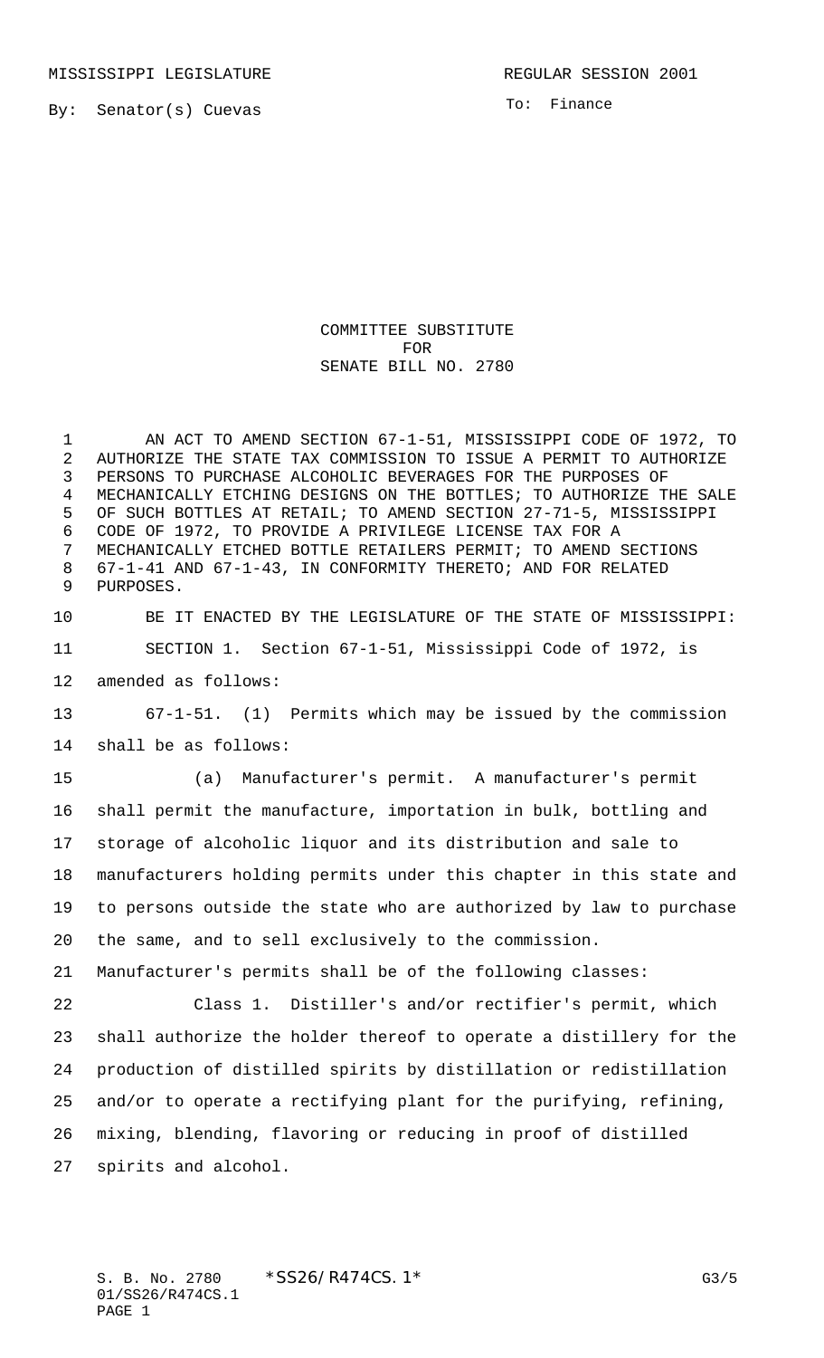MISSISSIPPI LEGISLATURE REGULAR SESSION 2001

By: Senator(s) Cuevas

To: Finance

# COMMITTEE SUBSTITUTE FOR SENATE BILL NO. 2780

AN ACT TO AMEND SECTION 67-1-51, MISSISSIPPI CODE OF 1972, TO AUTHORIZE THE STATE TAX COMMISSION TO ISSUE A PERMIT TO AUTHORIZE PERSONS TO PURCHASE ALCOHOLIC BEVERAGES FOR THE PURPOSES OF MECHANICALLY ETCHING DESIGNS ON THE BOTTLES; TO AUTHORIZE THE SALE OF SUCH BOTTLES AT RETAIL; TO AMEND SECTION 27-71-5, MISSISSIPPI CODE OF 1972, TO PROVIDE A PRIVILEGE LICENSE TAX FOR A MECHANICALLY ETCHED BOTTLE RETAILERS PERMIT; TO AMEND SECTIONS 67-1-41 AND 67-1-43, IN CONFORMITY THERETO; AND FOR RELATED PURPOSES.

BE IT ENACTED BY THE LEGISLATURE OF THE STATE OF MISSISSIPPI:

SECTION 1. Section 67-1-51, Mississippi Code of 1972, is amended as follows:

67-1-51. (1) Permits which may be issued by the commission shall be as follows:

(a) Manufacturer's permit. A manufacturer's permit shall permit the manufacture, importation in bulk, bottling and storage of alcoholic liquor and its distribution and sale to manufacturers holding permits under this chapter in this state and to persons outside the state who are authorized by law to purchase the same, and to sell exclusively to the commission.

Manufacturer's permits shall be of the following classes:

Class 1. Distiller's and/or rectifier's permit, which shall authorize the holder thereof to operate a distillery for the production of distilled spirits by distillation or redistillation and/or to operate a rectifying plant for the purifying, refining, mixing, blending, flavoring or reducing in proof of distilled spirits and alcohol.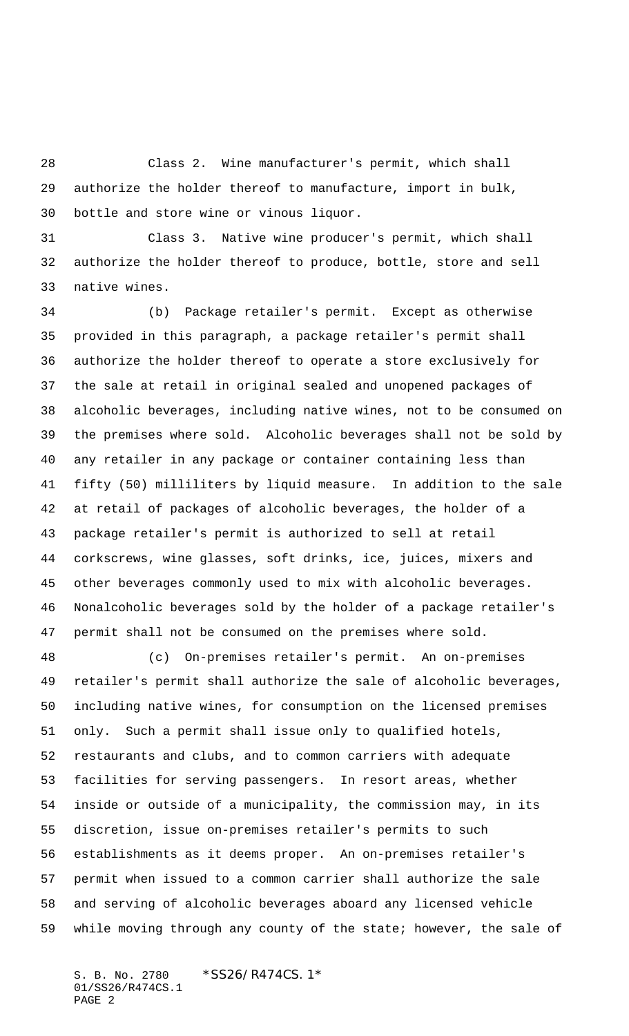Class 2. Wine manufacturer's permit, which shall authorize the holder thereof to manufacture, import in bulk, bottle and store wine or vinous liquor.

Class 3. Native wine producer's permit, which shall authorize the holder thereof to produce, bottle, store and sell native wines.

(b) Package retailer's permit. Except as otherwise provided in this paragraph, a package retailer's permit shall authorize the holder thereof to operate a store exclusively for the sale at retail in original sealed and unopened packages of alcoholic beverages, including native wines, not to be consumed on the premises where sold. Alcoholic beverages shall not be sold by any retailer in any package or container containing less than fifty (50) milliliters by liquid measure. In addition to the sale at retail of packages of alcoholic beverages, the holder of a package retailer's permit is authorized to sell at retail corkscrews, wine glasses, soft drinks, ice, juices, mixers and other beverages commonly used to mix with alcoholic beverages. Nonalcoholic beverages sold by the holder of a package retailer's permit shall not be consumed on the premises where sold.

(c) On-premises retailer's permit. An on-premises retailer's permit shall authorize the sale of alcoholic beverages, including native wines, for consumption on the licensed premises only. Such a permit shall issue only to qualified hotels, restaurants and clubs, and to common carriers with adequate facilities for serving passengers. In resort areas, whether inside or outside of a municipality, the commission may, in its discretion, issue on-premises retailer's permits to such establishments as it deems proper. An on-premises retailer's permit when issued to a common carrier shall authorize the sale and serving of alcoholic beverages aboard any licensed vehicle while moving through any county of the state; however, the sale of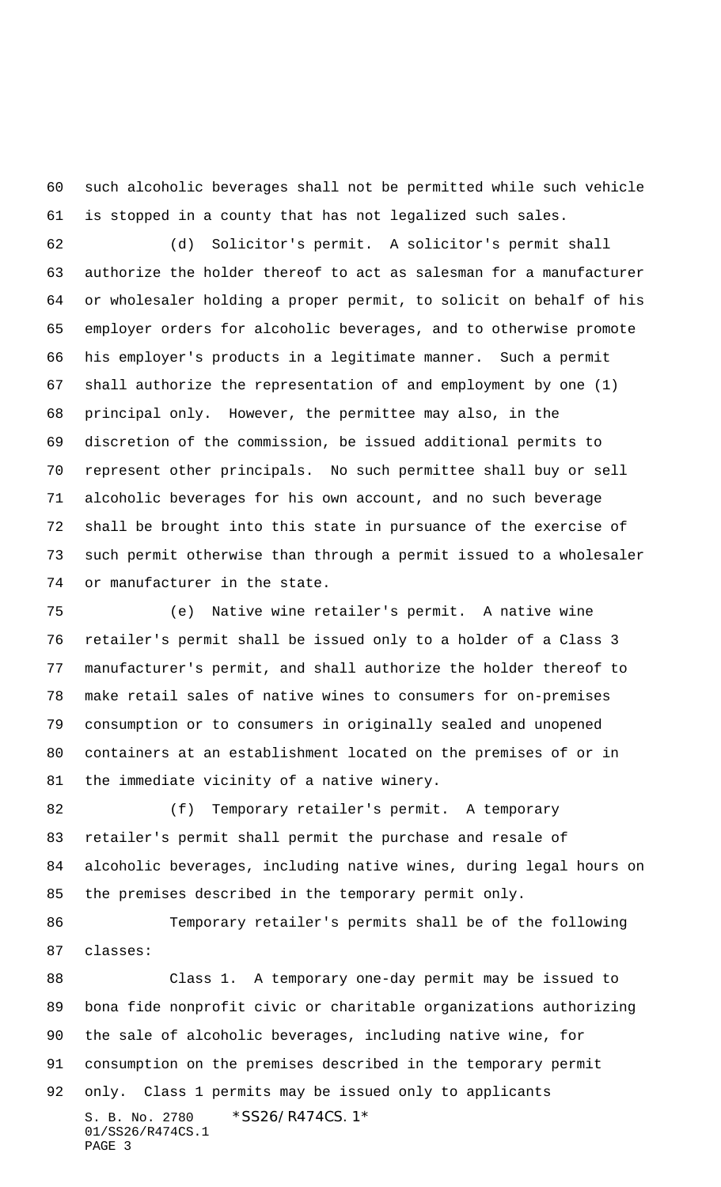such alcoholic beverages shall not be permitted while such vehicle is stopped in a county that has not legalized such sales.

(d) Solicitor's permit. A solicitor's permit shall authorize the holder thereof to act as salesman for a manufacturer or wholesaler holding a proper permit, to solicit on behalf of his employer orders for alcoholic beverages, and to otherwise promote his employer's products in a legitimate manner. Such a permit shall authorize the representation of and employment by one (1) principal only. However, the permittee may also, in the discretion of the commission, be issued additional permits to represent other principals. No such permittee shall buy or sell alcoholic beverages for his own account, and no such beverage shall be brought into this state in pursuance of the exercise of such permit otherwise than through a permit issued to a wholesaler or manufacturer in the state.

(e) Native wine retailer's permit. A native wine retailer's permit shall be issued only to a holder of a Class 3 manufacturer's permit, and shall authorize the holder thereof to make retail sales of native wines to consumers for on-premises consumption or to consumers in originally sealed and unopened containers at an establishment located on the premises of or in the immediate vicinity of a native winery.

(f) Temporary retailer's permit. A temporary retailer's permit shall permit the purchase and resale of alcoholic beverages, including native wines, during legal hours on the premises described in the temporary permit only.

Temporary retailer's permits shall be of the following classes:

Class 1. A temporary one-day permit may be issued to bona fide nonprofit civic or charitable organizations authorizing the sale of alcoholic beverages, including native wine, for consumption on the premises described in the temporary permit only. Class 1 permits may be issued only to applicants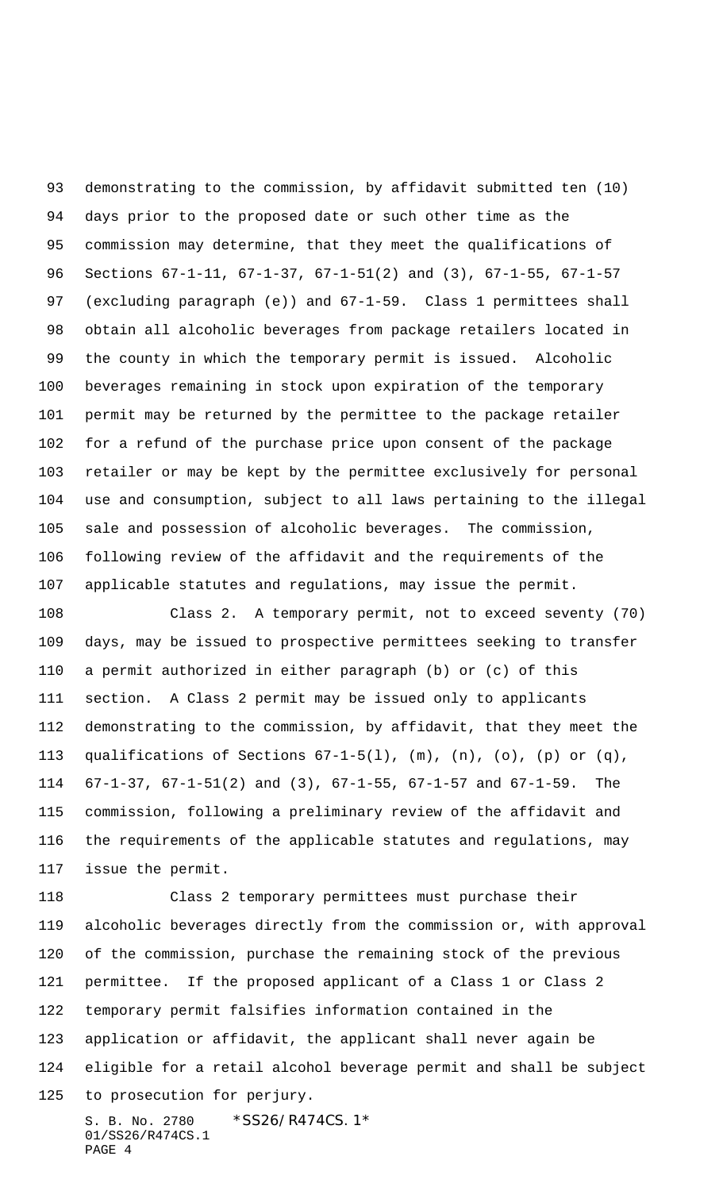demonstrating to the commission, by affidavit submitted ten (10) days prior to the proposed date or such other time as the commission may determine, that they meet the qualifications of Sections 67-1-11, 67-1-37, 67-1-51(2) and (3), 67-1-55, 67-1-57 (excluding paragraph (e)) and 67-1-59. Class 1 permittees shall obtain all alcoholic beverages from package retailers located in the county in which the temporary permit is issued. Alcoholic beverages remaining in stock upon expiration of the temporary permit may be returned by the permittee to the package retailer for a refund of the purchase price upon consent of the package retailer or may be kept by the permittee exclusively for personal use and consumption, subject to all laws pertaining to the illegal sale and possession of alcoholic beverages. The commission, following review of the affidavit and the requirements of the applicable statutes and regulations, may issue the permit.

Class 2. A temporary permit, not to exceed seventy (70) days, may be issued to prospective permittees seeking to transfer a permit authorized in either paragraph (b) or (c) of this section. A Class 2 permit may be issued only to applicants demonstrating to the commission, by affidavit, that they meet the qualifications of Sections 67-1-5(l), (m), (n), (o), (p) or (q), 67-1-37, 67-1-51(2) and (3), 67-1-55, 67-1-57 and 67-1-59. The commission, following a preliminary review of the affidavit and the requirements of the applicable statutes and regulations, may issue the permit.

Class 2 temporary permittees must purchase their alcoholic beverages directly from the commission or, with approval of the commission, purchase the remaining stock of the previous permittee. If the proposed applicant of a Class 1 or Class 2 temporary permit falsifies information contained in the application or affidavit, the applicant shall never again be eligible for a retail alcohol beverage permit and shall be subject to prosecution for perjury.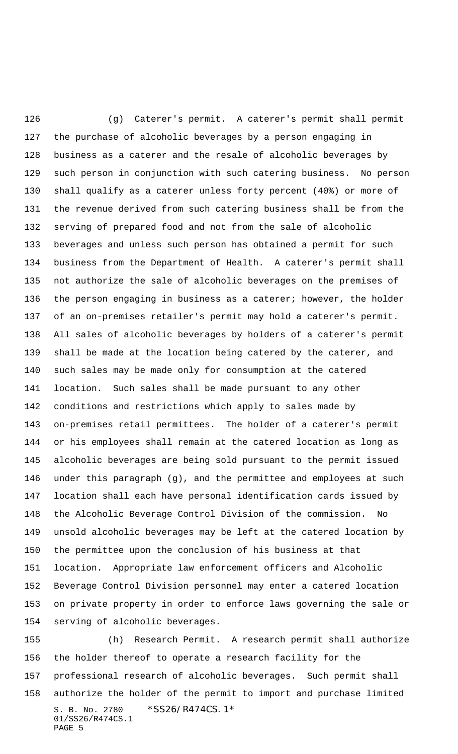(g) Caterer's permit. A caterer's permit shall permit the purchase of alcoholic beverages by a person engaging in business as a caterer and the resale of alcoholic beverages by such person in conjunction with such catering business. No person shall qualify as a caterer unless forty percent (40%) or more of the revenue derived from such catering business shall be from the serving of prepared food and not from the sale of alcoholic beverages and unless such person has obtained a permit for such business from the Department of Health. A caterer's permit shall not authorize the sale of alcoholic beverages on the premises of the person engaging in business as a caterer; however, the holder of an on-premises retailer's permit may hold a caterer's permit. All sales of alcoholic beverages by holders of a caterer's permit shall be made at the location being catered by the caterer, and such sales may be made only for consumption at the catered location. Such sales shall be made pursuant to any other conditions and restrictions which apply to sales made by on-premises retail permittees. The holder of a caterer's permit or his employees shall remain at the catered location as long as alcoholic beverages are being sold pursuant to the permit issued under this paragraph (g), and the permittee and employees at such location shall each have personal identification cards issued by the Alcoholic Beverage Control Division of the commission. No unsold alcoholic beverages may be left at the catered location by the permittee upon the conclusion of his business at that location. Appropriate law enforcement officers and Alcoholic Beverage Control Division personnel may enter a catered location on private property in order to enforce laws governing the sale or serving of alcoholic beverages.

(h) Research Permit. A research permit shall authorize the holder thereof to operate a research facility for the professional research of alcoholic beverages. Such permit shall authorize the holder of the permit to import and purchase limited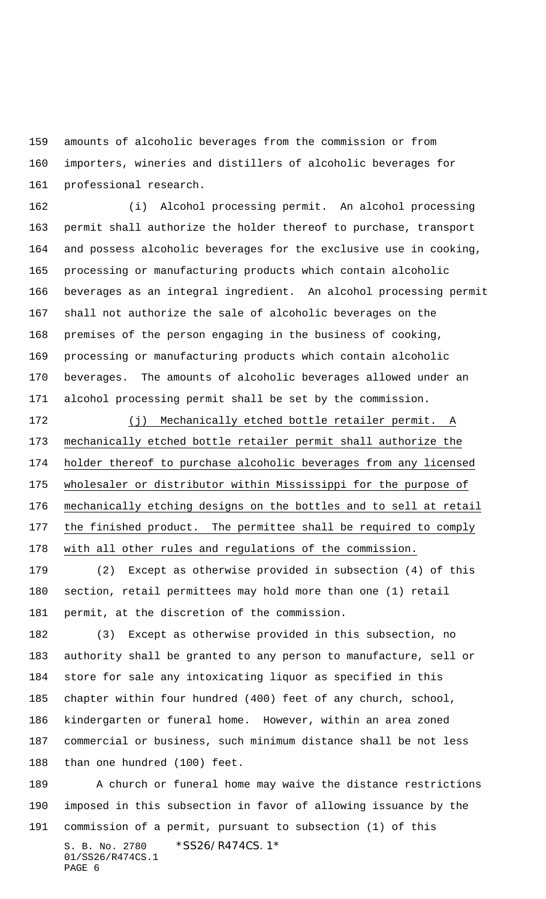amounts of alcoholic beverages from the commission or from importers, wineries and distillers of alcoholic beverages for professional research.

(i) Alcohol processing permit. An alcohol processing permit shall authorize the holder thereof to purchase, transport and possess alcoholic beverages for the exclusive use in cooking, processing or manufacturing products which contain alcoholic beverages as an integral ingredient. An alcohol processing permit shall not authorize the sale of alcoholic beverages on the premises of the person engaging in the business of cooking, processing or manufacturing products which contain alcoholic beverages. The amounts of alcoholic beverages allowed under an alcohol processing permit shall be set by the commission.

<u>(j) Mechanically etched bottle retailer permit. A mechanically etched bottle retailer permit shall authorize the holder thereof to purchase alcoholic beverages from any licensed wholesaler or distributor within Mississippi for the purpose of mechanically etching designs on the bottles and to sell at retail the finished product. The permittee shall be required to comply with all other rules and regulations of the commission.</u>

(2) Except as otherwise provided in subsection (4) of this section, retail permittees may hold more than one (1) retail permit, at the discretion of the commission.

(3) Except as otherwise provided in this subsection, no authority shall be granted to any person to manufacture, sell or store for sale any intoxicating liquor as specified in this chapter within four hundred (400) feet of any church, school, kindergarten or funeral home. However, within an area zoned commercial or business, such minimum distance shall be not less than one hundred (100) feet.

A church or funeral home may waive the distance restrictions imposed in this subsection in favor of allowing issuance by the commission of a permit, pursuant to subsection (1) of this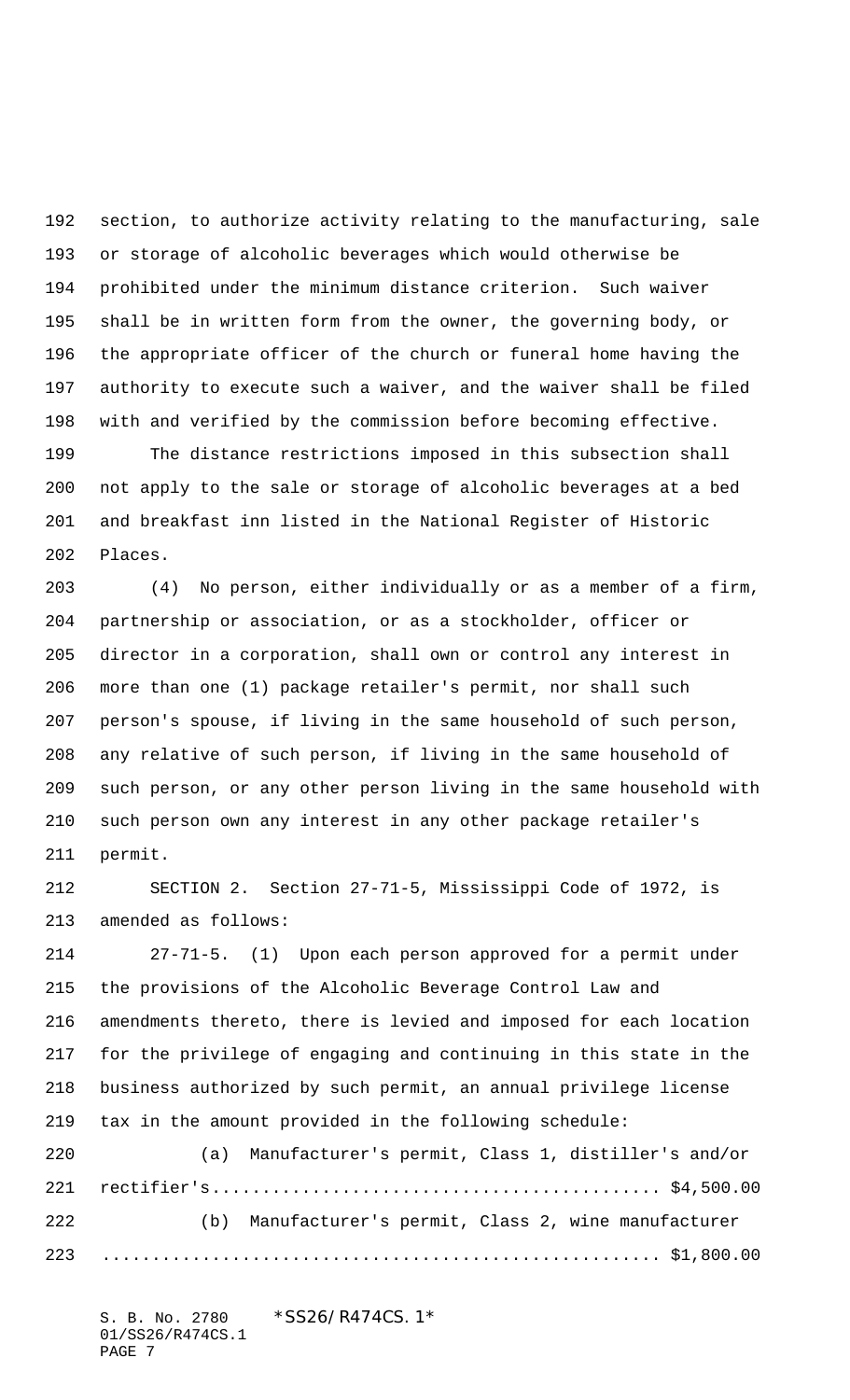section, to authorize activity relating to the manufacturing, sale or storage of alcoholic beverages which would otherwise be prohibited under the minimum distance criterion. Such waiver shall be in written form from the owner, the governing body, or the appropriate officer of the church or funeral home having the authority to execute such a waiver, and the waiver shall be filed with and verified by the commission before becoming effective.

The distance restrictions imposed in this subsection shall not apply to the sale or storage of alcoholic beverages at a bed and breakfast inn listed in the National Register of Historic Places.

(4) No person, either individually or as a member of a firm, partnership or association, or as a stockholder, officer or director in a corporation, shall own or control any interest in more than one (1) package retailer's permit, nor shall such person's spouse, if living in the same household of such person, any relative of such person, if living in the same household of such person, or any other person living in the same household with such person own any interest in any other package retailer's permit.

SECTION 2. Section 27-71-5, Mississippi Code of 1972, is amended as follows:

27-71-5. (1) Upon each person approved for a permit under the provisions of the Alcoholic Beverage Control Law and amendments thereto, there is levied and imposed for each location for the privilege of engaging and continuing in this state in the business authorized by such permit, an annual privilege license tax in the amount provided in the following schedule:

(a) Manufacturer's permit, Class 1, distiller's and/or rectifier's............................................ $4,500.00

(b) Manufacturer's permit, Class 2, wine manufacturer ........................................................ $1,800.00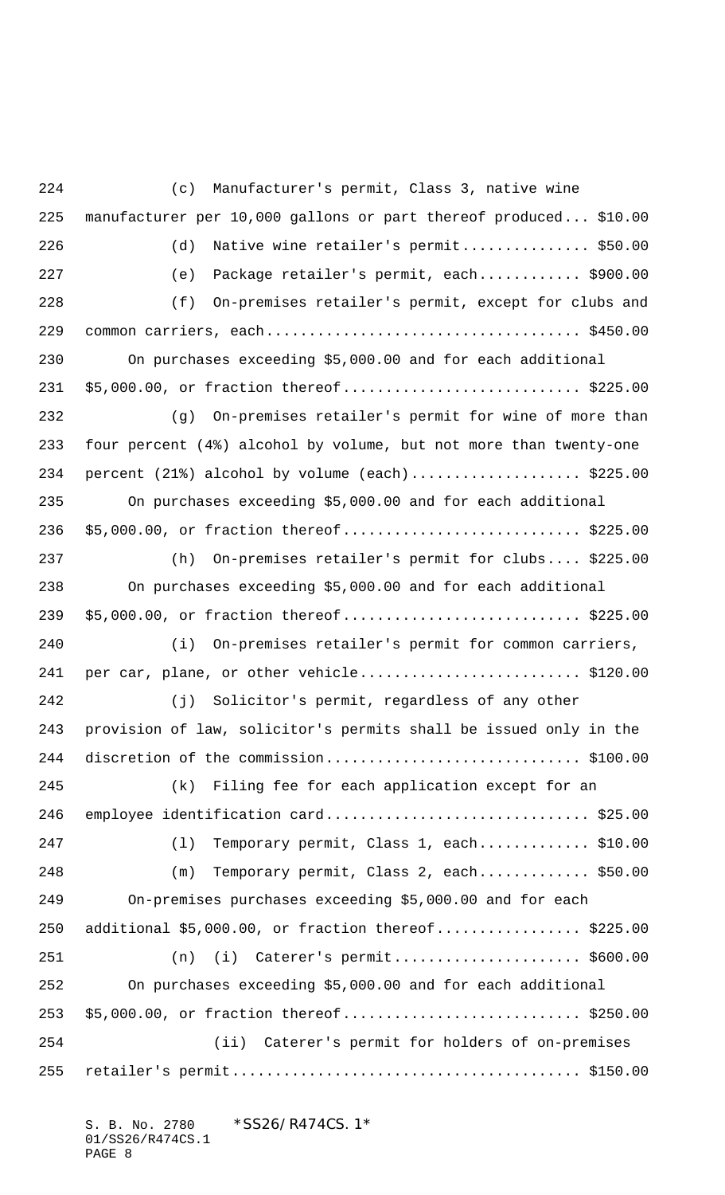(c) Manufacturer's permit, Class 3, native wine manufacturer per 10,000 gallons or part thereof produced... $10.00

(d) Native wine retailer's permit............... $50.00

(e) Package retailer's permit, each............ $900.00

(f) On-premises retailer's permit, except for clubs and common carriers, each.................................... $450.00

On purchases exceeding $5,000.00 and for each additional $5,000.00, or fraction thereof........................... $225.00

(g) On-premises retailer's permit for wine of more than four percent (4%) alcohol by volume, but not more than twenty-one percent (21%) alcohol by volume (each).................... $225.00

On purchases exceeding $5,000.00 and for each additional $5,000.00, or fraction thereof........................... $225.00

(h) On-premises retailer's permit for clubs.... $225.00

On purchases exceeding $5,000.00 and for each additional $5,000.00, or fraction thereof........................... $225.00

(i) On-premises retailer's permit for common carriers, per car, plane, or other vehicle......................... $120.00

(j) Solicitor's permit, regardless of any other provision of law, solicitor's permits shall be issued only in the discretion of the commission............................. $100.00

(k) Filing fee for each application except for an employee identification card.............................. $25.00

(l) Temporary permit, Class 1, each............. $10.00

(m) Temporary permit, Class 2, each............. $50.00

On-premises purchases exceeding $5,000.00 and for each additional $5,000.00, or fraction thereof................ $225.00

(n) (i) Caterer's permit..................... $600.00

On purchases exceeding $5,000.00 and for each additional $5,000.00, or fraction thereof........................... $250.00

(ii) Caterer's permit for holders of on-premises retailer's permit........................................ $150.00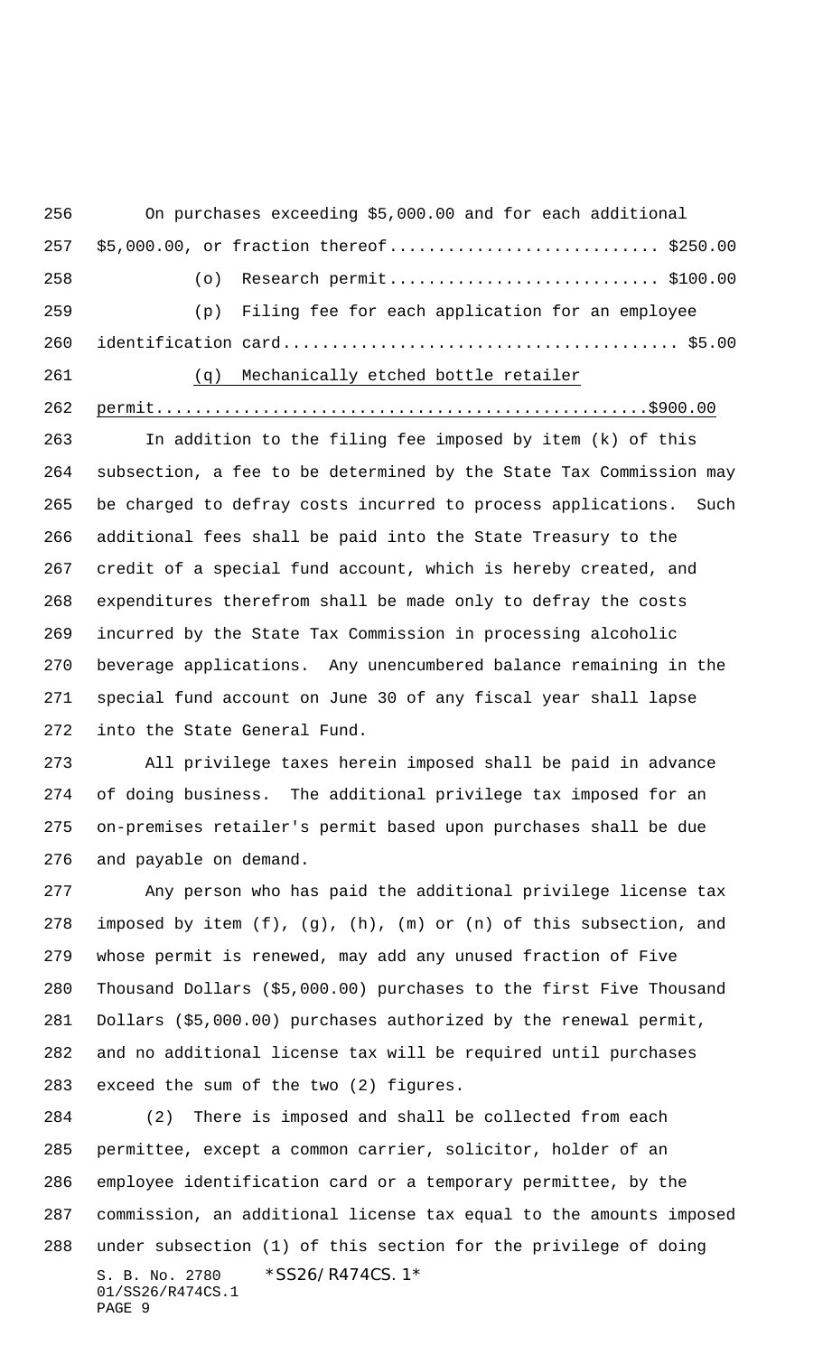On purchases exceeding $5,000.00 and for each additional $5,000.00, or fraction thereof............................ $250.00

(o) Research permit............................ $100.00

(p) Filing fee for each application for an employee identification card......................................... $5.00

<u>(q) Mechanically etched bottle retailer permit.................................................$900.00</u>

In addition to the filing fee imposed by item (k) of this subsection, a fee to be determined by the State Tax Commission may be charged to defray costs incurred to process applications. Such additional fees shall be paid into the State Treasury to the credit of a special fund account, which is hereby created, and expenditures therefrom shall be made only to defray the costs incurred by the State Tax Commission in processing alcoholic beverage applications. Any unencumbered balance remaining in the special fund account on June 30 of any fiscal year shall lapse into the State General Fund.

All privilege taxes herein imposed shall be paid in advance of doing business. The additional privilege tax imposed for an on-premises retailer's permit based upon purchases shall be due and payable on demand.

Any person who has paid the additional privilege license tax imposed by item (f), (g), (h), (m) or (n) of this subsection, and whose permit is renewed, may add any unused fraction of Five Thousand Dollars ($5,000.00) purchases to the first Five Thousand Dollars ($5,000.00) purchases authorized by the renewal permit, and no additional license tax will be required until purchases exceed the sum of the two (2) figures.

(2) There is imposed and shall be collected from each permittee, except a common carrier, solicitor, holder of an employee identification card or a temporary permittee, by the commission, an additional license tax equal to the amounts imposed under subsection (1) of this section for the privilege of doing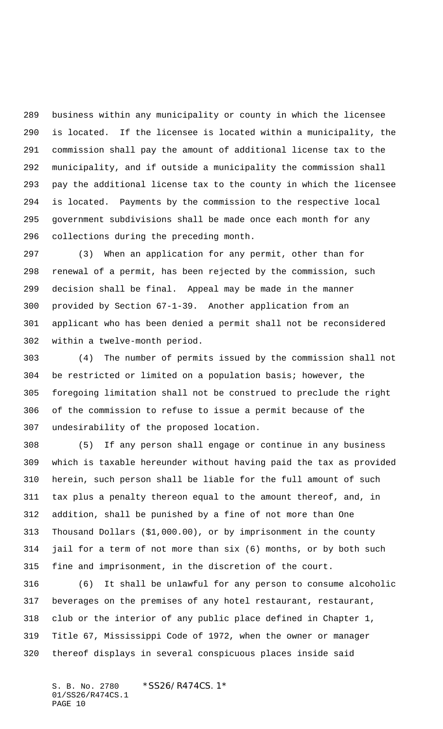business within any municipality or county in which the licensee is located. If the licensee is located within a municipality, the commission shall pay the amount of additional license tax to the municipality, and if outside a municipality the commission shall pay the additional license tax to the county in which the licensee is located. Payments by the commission to the respective local government subdivisions shall be made once each month for any collections during the preceding month.

(3) When an application for any permit, other than for renewal of a permit, has been rejected by the commission, such decision shall be final. Appeal may be made in the manner provided by Section 67-1-39. Another application from an applicant who has been denied a permit shall not be reconsidered within a twelve-month period.

(4) The number of permits issued by the commission shall not be restricted or limited on a population basis; however, the foregoing limitation shall not be construed to preclude the right of the commission to refuse to issue a permit because of the undesirability of the proposed location.

(5) If any person shall engage or continue in any business which is taxable hereunder without having paid the tax as provided herein, such person shall be liable for the full amount of such tax plus a penalty thereon equal to the amount thereof, and, in addition, shall be punished by a fine of not more than One Thousand Dollars ($1,000.00), or by imprisonment in the county jail for a term of not more than six (6) months, or by both such fine and imprisonment, in the discretion of the court.

(6) It shall be unlawful for any person to consume alcoholic beverages on the premises of any hotel restaurant, restaurant, club or the interior of any public place defined in Chapter 1, Title 67, Mississippi Code of 1972, when the owner or manager thereof displays in several conspicuous places inside said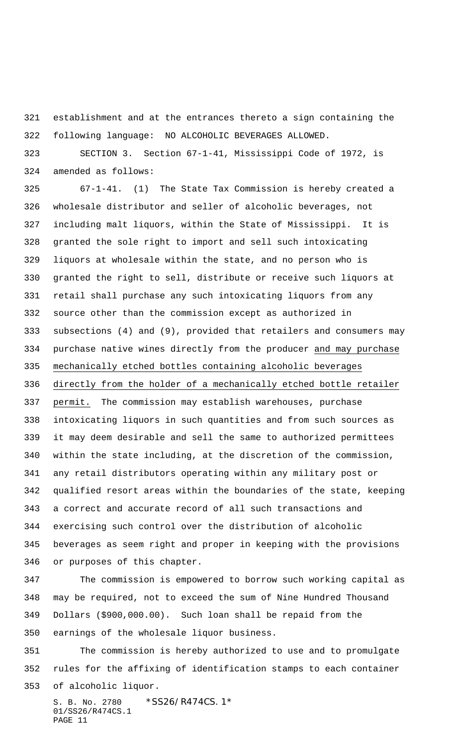establishment and at the entrances thereto a sign containing the following language: NO ALCOHOLIC BEVERAGES ALLOWED.

SECTION 3. Section 67-1-41, Mississippi Code of 1972, is amended as follows:

67-1-41. (1) The State Tax Commission is hereby created a wholesale distributor and seller of alcoholic beverages, not including malt liquors, within the State of Mississippi. It is granted the sole right to import and sell such intoxicating liquors at wholesale within the state, and no person who is granted the right to sell, distribute or receive such liquors at retail shall purchase any such intoxicating liquors from any source other than the commission except as authorized in subsections (4) and (9), provided that retailers and consumers may purchase native wines directly from the producer <u>and may purchase mechanically etched bottles containing alcoholic beverages directly from the holder of a mechanically etched bottle retailer permit.</u> The commission may establish warehouses, purchase intoxicating liquors in such quantities and from such sources as it may deem desirable and sell the same to authorized permittees within the state including, at the discretion of the commission, any retail distributors operating within any military post or qualified resort areas within the boundaries of the state, keeping a correct and accurate record of all such transactions and exercising such control over the distribution of alcoholic beverages as seem right and proper in keeping with the provisions or purposes of this chapter.

The commission is empowered to borrow such working capital as may be required, not to exceed the sum of Nine Hundred Thousand Dollars ($900,000.00). Such loan shall be repaid from the earnings of the wholesale liquor business.

The commission is hereby authorized to use and to promulgate rules for the affixing of identification stamps to each container of alcoholic liquor.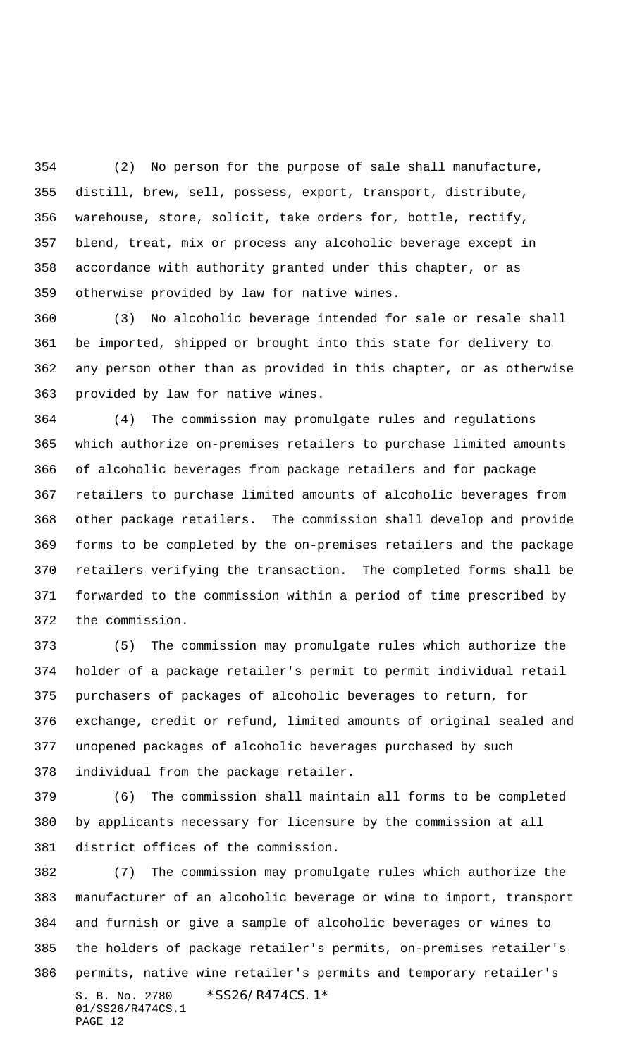(2) No person for the purpose of sale shall manufacture, distill, brew, sell, possess, export, transport, distribute, warehouse, store, solicit, take orders for, bottle, rectify, blend, treat, mix or process any alcoholic beverage except in accordance with authority granted under this chapter, or as otherwise provided by law for native wines.

(3) No alcoholic beverage intended for sale or resale shall be imported, shipped or brought into this state for delivery to any person other than as provided in this chapter, or as otherwise provided by law for native wines.

(4) The commission may promulgate rules and regulations which authorize on-premises retailers to purchase limited amounts of alcoholic beverages from package retailers and for package retailers to purchase limited amounts of alcoholic beverages from other package retailers. The commission shall develop and provide forms to be completed by the on-premises retailers and the package retailers verifying the transaction. The completed forms shall be forwarded to the commission within a period of time prescribed by the commission.

(5) The commission may promulgate rules which authorize the holder of a package retailer's permit to permit individual retail purchasers of packages of alcoholic beverages to return, for exchange, credit or refund, limited amounts of original sealed and unopened packages of alcoholic beverages purchased by such individual from the package retailer.

(6) The commission shall maintain all forms to be completed by applicants necessary for licensure by the commission at all district offices of the commission.

(7) The commission may promulgate rules which authorize the manufacturer of an alcoholic beverage or wine to import, transport and furnish or give a sample of alcoholic beverages or wines to the holders of package retailer's permits, on-premises retailer's permits, native wine retailer's permits and temporary retailer's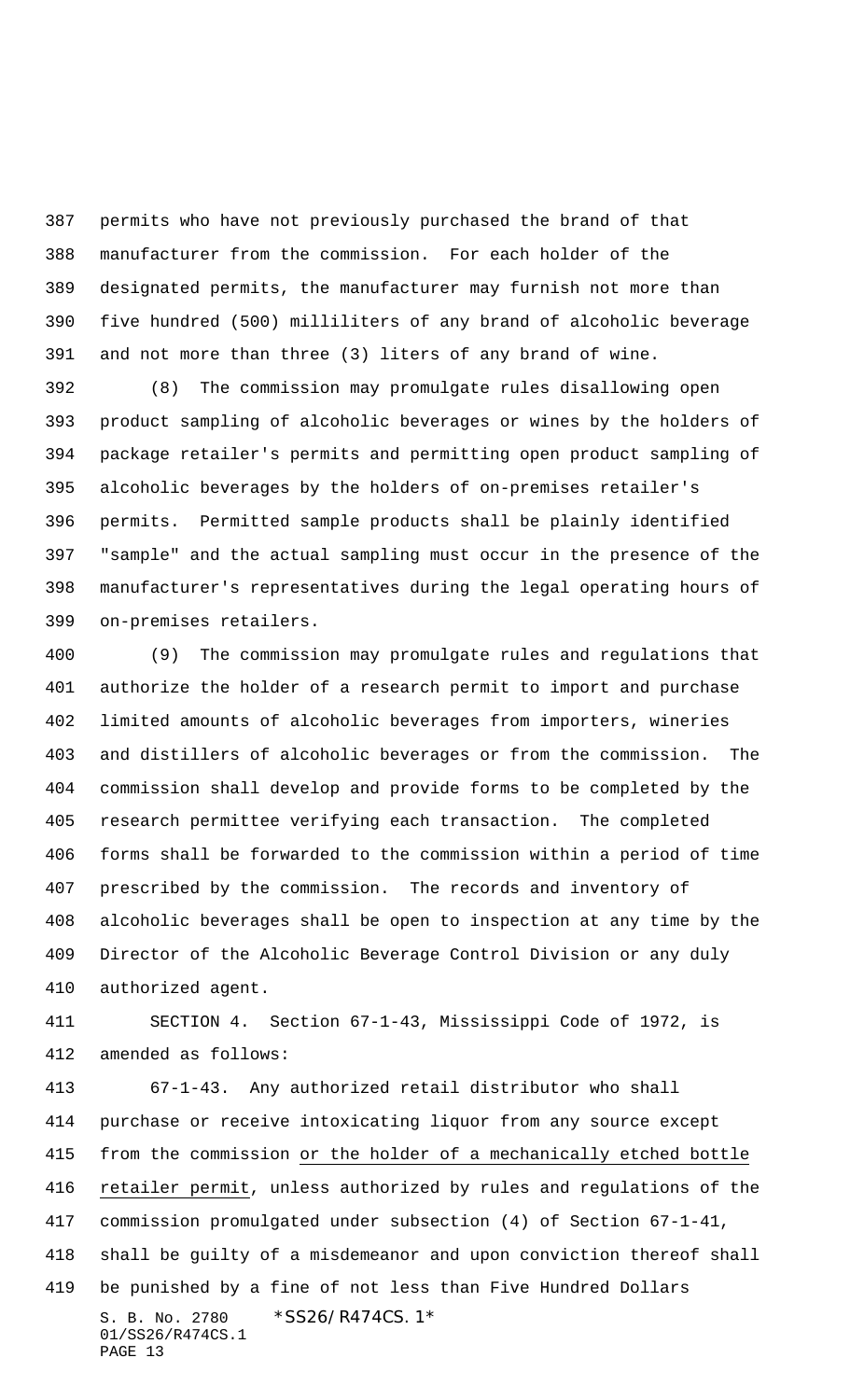permits who have not previously purchased the brand of that manufacturer from the commission. For each holder of the designated permits, the manufacturer may furnish not more than five hundred (500) milliliters of any brand of alcoholic beverage and not more than three (3) liters of any brand of wine.

(8) The commission may promulgate rules disallowing open product sampling of alcoholic beverages or wines by the holders of package retailer's permits and permitting open product sampling of alcoholic beverages by the holders of on-premises retailer's permits. Permitted sample products shall be plainly identified "sample" and the actual sampling must occur in the presence of the manufacturer's representatives during the legal operating hours of on-premises retailers.

(9) The commission may promulgate rules and regulations that authorize the holder of a research permit to import and purchase limited amounts of alcoholic beverages from importers, wineries and distillers of alcoholic beverages or from the commission. The commission shall develop and provide forms to be completed by the research permittee verifying each transaction. The completed forms shall be forwarded to the commission within a period of time prescribed by the commission. The records and inventory of alcoholic beverages shall be open to inspection at any time by the Director of the Alcoholic Beverage Control Division or any duly authorized agent.

SECTION 4. Section 67-1-43, Mississippi Code of 1972, is amended as follows:

67-1-43. Any authorized retail distributor who shall purchase or receive intoxicating liquor from any source except from the commission <u>or the holder of a mechanically etched bottle retailer permit</u>, unless authorized by rules and regulations of the commission promulgated under subsection (4) of Section 67-1-41, shall be guilty of a misdemeanor and upon conviction thereof shall be punished by a fine of not less than Five Hundred Dollars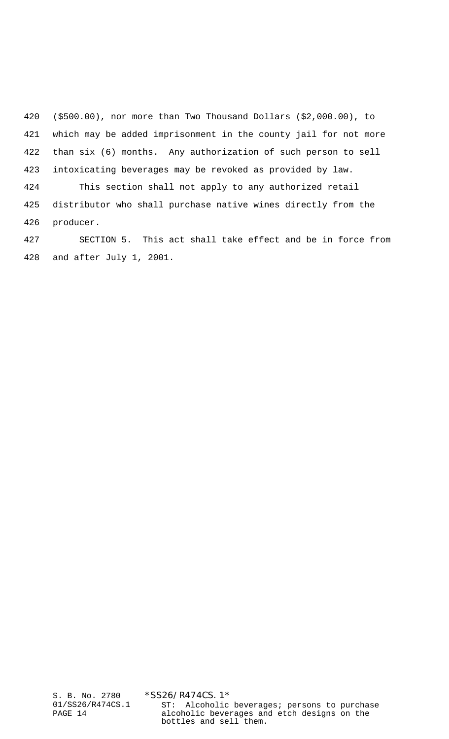($500.00), nor more than Two Thousand Dollars ($2,000.00), to which may be added imprisonment in the county jail for not more than six (6) months. Any authorization of such person to sell intoxicating beverages may be revoked as provided by law.

This section shall not apply to any authorized retail distributor who shall purchase native wines directly from the producer.

SECTION 5. This act shall take effect and be in force from and after July 1, 2001.